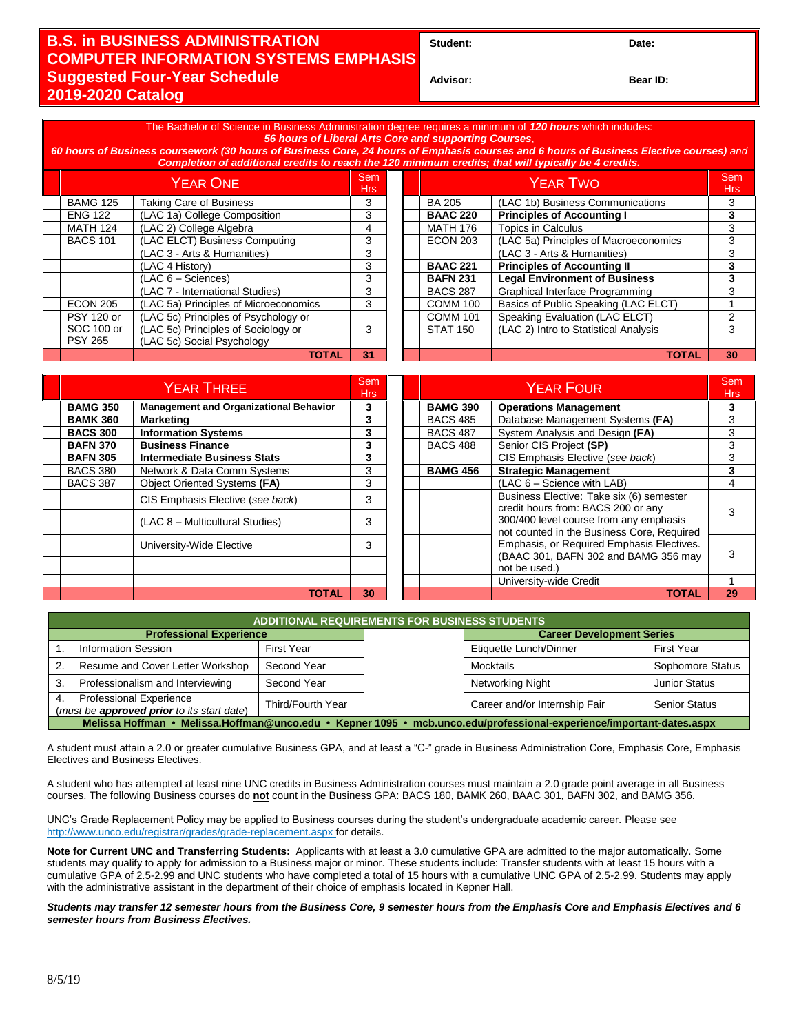# B.S. in BUSINESS ADMINISTRATION COMPUTER INFORMATION SYSTEMS EMPHASIS Suggested Four-Year Schedule 2019-2020 Catalog

| Student: | Date: |
|---|---|
| Advisor: | Bear ID: |

The Bachelor of Science in Business Administration degree requires a minimum of ***120 hours*** which includes:
***56 hours of Liberal Arts Core and supporting Courses***,
***60 hours of Business coursework (30 hours of Business Core, 24 hours of Emphasis courses and 6 hours of Business Elective courses)*** *and*
***Completion of additional credits to reach the 120 minimum credits; that will typically be 4 credits.***

| | YEAR ONE | | Sem Hrs | | | YEAR TWO | | Sem Hrs |
|---|---|---|---|---|---|---|---|---|
| | BAMG 125 | Taking Care of Business | 3 | | | BA 205 | (LAC 1b) Business Communications | 3 |
| | ENG 122 | (LAC 1a) College Composition | 3 | | | **BAAC 220** | **Principles of Accounting I** | **3** |
| | MATH 124 | (LAC 2) College Algebra | 4 | | | MATH 176 | Topics in Calculus | 3 |
| | BACS 101 | (LAC ELCT) Business Computing | 3 | | | ECON 203 | (LAC 5a) Principles of Macroeconomics | 3 |
| | | (LAC 3 - Arts & Humanities) | 3 | | | | (LAC 3 - Arts & Humanities) | 3 |
| | | (LAC 4 History) | 3 | | | **BAAC 221** | **Principles of Accounting II** | **3** |
| | | (LAC 6 – Sciences) | 3 | | | **BAFN 231** | **Legal Environment of Business** | **3** |
| | | (LAC 7 - International Studies) | 3 | | | BACS 287 | Graphical Interface Programming | 3 |
| | ECON 205 | (LAC 5a) Principles of Microeconomics | 3 | | | COMM 100 | Basics of Public Speaking (LAC ELCT) | 1 |
| | PSY 120 or SOC 100 or PSY 265 | (LAC 5c) Principles of Psychology or (LAC 5c) Principles of Sociology or (LAC 5c) Social Psychology | 3 | | | COMM 101 | Speaking Evaluation (LAC ELCT) | 2 |
| | | | | | | STAT 150 | (LAC 2) Intro to Statistical Analysis | 3 |
| | | **TOTAL** | **31** | | | | **TOTAL** | **30** |

| | YEAR THREE | | Sem Hrs | | | YEAR FOUR | | Sem Hrs |
|---|---|---|---|---|---|---|---|---|
| | **BAMG 350** | **Management and Organizational Behavior** | **3** | | | **BAMG 390** | **Operations Management** | **3** |
| | **BAMK 360** | **Marketing** | **3** | | | BACS 485 | Database Management Systems **(FA)** | 3 |
| | **BACS 300** | **Information Systems** | **3** | | | BACS 487 | System Analysis and Design **(FA)** | 3 |
| | **BAFN 370** | **Business Finance** | **3** | | | BACS 488 | Senior CIS Project **(SP)** | 3 |
| | **BAFN 305** | **Intermediate Business Stats** | **3** | | | | CIS Emphasis Elective *(see back)* | 3 |
| | BACS 380 | Network & Data Comm Systems | 3 | | | **BAMG 456** | **Strategic Management** | **3** |
| | BACS 387 | Object Oriented Systems **(FA)** | 3 | | | | (LAC 6 – Science with LAB) | 4 |
| | | CIS Emphasis Elective *(see back)* | 3 | | | | Business Elective: Take six (6) semester credit hours from: BACS 200 or any 300/400 level course from any emphasis not counted in the Business Core, Required Emphasis, or Required Emphasis Electives. (BAAC 301, BAFN 302 and BAMG 356 may not be used.) | 3 |
| | | (LAC 8 – Multicultural Studies) | 3 | | | | | |
| | | University-Wide Elective | 3 | | | | | 3 |
| | | | | | | | University-wide Credit | 1 |
| | | **TOTAL** | **30** | | | | **TOTAL** | **29** |

| ADDITIONAL REQUIREMENTS FOR BUSINESS STUDENTS | | | | |
|---|---|---|---|---|
| **Professional Experience** | | | **Career Development Series** | |
| 1. Information Session | First Year | | Etiquette Lunch/Dinner | First Year |
| 2. Resume and Cover Letter Workshop | Second Year | | Mocktails | Sophomore Status |
| 3. Professionalism and Interviewing | Second Year | | Networking Night | Junior Status |
| 4. Professional Experience (*must be **approved prior** to its start date*) | Third/Fourth Year | | Career and/or Internship Fair | Senior Status |
| **Melissa Hoffman • Melissa.Hoffman@unco.edu • Kepner 1095 • mcb.unco.edu/professional-experience/important-dates.aspx** | | | | |

A student must attain a 2.0 or greater cumulative Business GPA, and at least a "C-" grade in Business Administration Core, Emphasis Core, Emphasis Electives and Business Electives.

A student who has attempted at least nine UNC credits in Business Administration courses must maintain a 2.0 grade point average in all Business courses. The following Business courses do **not** count in the Business GPA: BACS 180, BAMK 260, BAAC 301, BAFN 302, and BAMG 356.

UNC's Grade Replacement Policy may be applied to Business courses during the student's undergraduate academic career. Please see http://www.unco.edu/registrar/grades/grade-replacement.aspx for details.

**Note for Current UNC and Transferring Students:** Applicants with at least a 3.0 cumulative GPA are admitted to the major automatically. Some students may qualify to apply for admission to a Business major or minor. These students include: Transfer students with at least 15 hours with a cumulative GPA of 2.5-2.99 and UNC students who have completed a total of 15 hours with a cumulative UNC GPA of 2.5-2.99. Students may apply with the administrative assistant in the department of their choice of emphasis located in Kepner Hall.

***Students may transfer 12 semester hours from the Business Core, 9 semester hours from the Emphasis Core and Emphasis Electives and 6 semester hours from Business Electives.***

8/5/19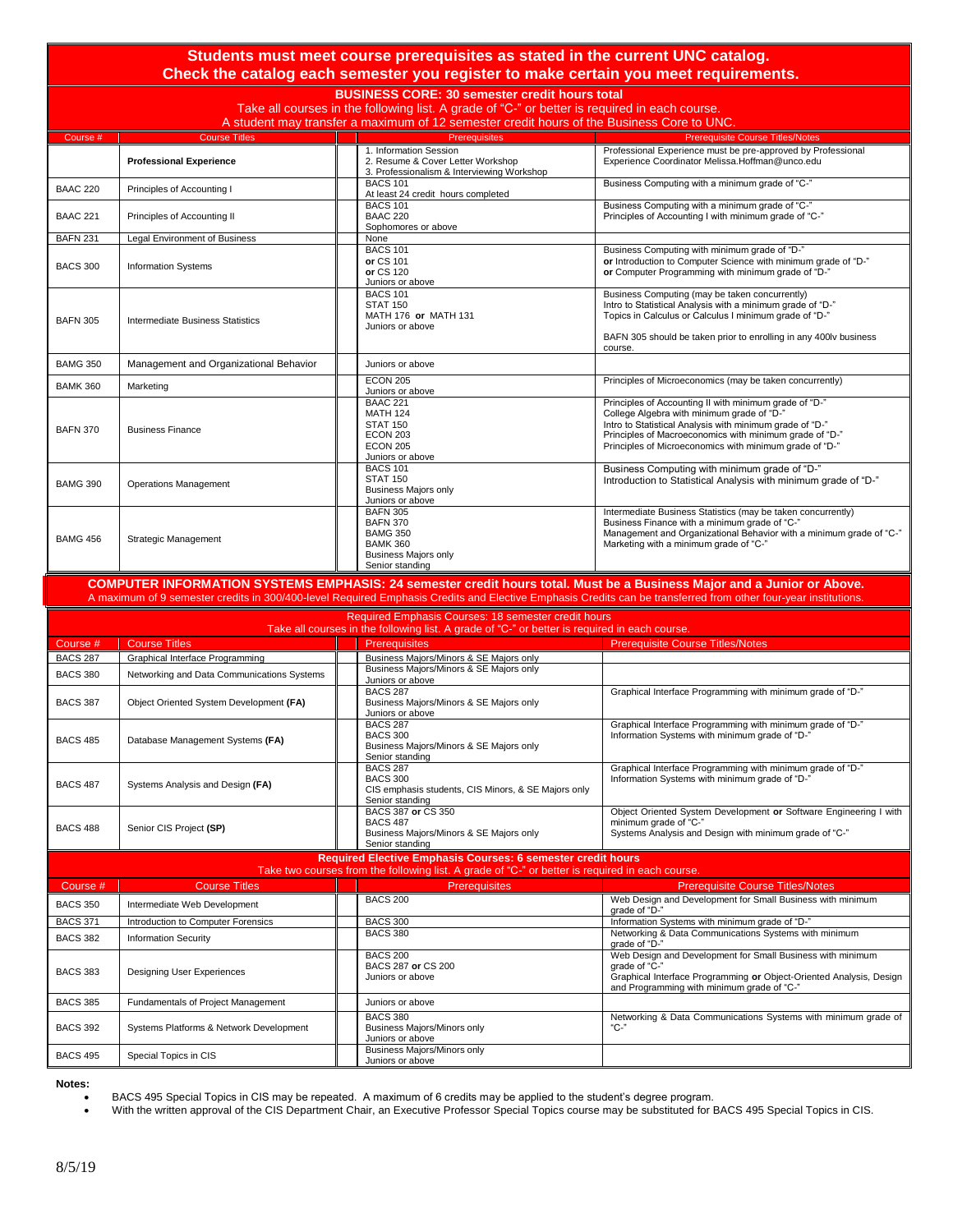**Students must meet course prerequisites as stated in the current UNC catalog.**
**Check the catalog each semester you register to make certain you meet requirements.**

## BUSINESS CORE: 30 semester credit hours total

Take all courses in the following list. A grade of "C-" or better is required in each course.
A student may transfer a maximum of 12 semester credit hours of the Business Core to UNC.

| Course # | Course Titles | Prerequisites | Prerequisite Course Titles/Notes |
|---|---|---|---|
| | **Professional Experience** | 1. Information Session<br>2. Resume & Cover Letter Workshop<br>3. Professionalism & Interviewing Workshop | Professional Experience must be pre-approved by Professional Experience Coordinator Melissa.Hoffman@unco.edu |
| BAAC 220 | Principles of Accounting I | BACS 101<br>At least 24 credit hours completed | Business Computing with a minimum grade of "C-" |
| BAAC 221 | Principles of Accounting II | BACS 101<br>BAAC 220<br>Sophomores or above | Business Computing with a minimum grade of "C-"<br>Principles of Accounting I with minimum grade of "C-" |
| BAFN 231 | Legal Environment of Business | None | |
| BACS 300 | Information Systems | BACS 101<br>**or** CS 101<br>**or** CS 120<br>Juniors or above | Business Computing with minimum grade of "D-"<br>**or** Introduction to Computer Science with minimum grade of "D-"<br>**or** Computer Programming with minimum grade of "D-" |
| BAFN 305 | Intermediate Business Statistics | BACS 101<br>STAT 150<br>MATH 176 **or** MATH 131<br>Juniors or above | Business Computing (may be taken concurrently)<br>Intro to Statistical Analysis with a minimum grade of "D-"<br>Topics in Calculus or Calculus I minimum grade of "D-"<br><br>BAFN 305 should be taken prior to enrolling in any 400lv business course. |
| BAMG 350 | Management and Organizational Behavior | Juniors or above | |
| BAMK 360 | Marketing | ECON 205<br>Juniors or above | Principles of Microeconomics (may be taken concurrently) |
| BAFN 370 | Business Finance | BAAC 221<br>MATH 124<br>STAT 150<br>ECON 203<br>ECON 205<br>Juniors or above | Principles of Accounting II with minimum grade of "D-"<br>College Algebra with minimum grade of "D-"<br>Intro to Statistical Analysis with minimum grade of "D-"<br>Principles of Macroeconomics with minimum grade of "D-"<br>Principles of Microeconomics with minimum grade of "D-" |
| BAMG 390 | Operations Management | BACS 101<br>STAT 150<br>Business Majors only<br>Juniors or above | Business Computing with minimum grade of "D-"<br>Introduction to Statistical Analysis with minimum grade of "D-" |
| BAMG 456 | Strategic Management | BAFN 305<br>BAFN 370<br>BAMG 350<br>BAMK 360<br>Business Majors only<br>Senior standing | Intermediate Business Statistics (may be taken concurrently)<br>Business Finance with a minimum grade of "C-"<br>Management and Organizational Behavior with a minimum grade of "C-"<br>Marketing with a minimum grade of "C-" |

## COMPUTER INFORMATION SYSTEMS EMPHASIS: 24 semester credit hours total. Must be a Business Major and a Junior or Above.

A maximum of 9 semester credits in 300/400-level Required Emphasis Credits and Elective Emphasis Credits can be transferred from other four-year institutions.

### Required Emphasis Courses: 18 semester credit hours

Take all courses in the following list. A grade of "C-" or better is required in each course.

| Course # | Course Titles | Prerequisites | Prerequisite Course Titles/Notes |
|---|---|---|---|
| BACS 287 | Graphical Interface Programming | Business Majors/Minors & SE Majors only | |
| BACS 380 | Networking and Data Communications Systems | Business Majors/Minors & SE Majors only<br>Juniors or above | |
| BACS 387 | Object Oriented System Development **(FA)** | BACS 287<br>Business Majors/Minors & SE Majors only<br>Juniors or above | Graphical Interface Programming with minimum grade of "D-" |
| BACS 485 | Database Management Systems **(FA)** | BACS 287<br>BACS 300<br>Business Majors/Minors & SE Majors only<br>Senior standing | Graphical Interface Programming with minimum grade of "D-"<br>Information Systems with minimum grade of "D-" |
| BACS 487 | Systems Analysis and Design **(FA)** | BACS 287<br>BACS 300<br>CIS emphasis students, CIS Minors, & SE Majors only<br>Senior standing | Graphical Interface Programming with minimum grade of "D-"<br>Information Systems with minimum grade of "D-" |
| BACS 488 | Senior CIS Project **(SP)** | BACS 387 **or** CS 350<br>BACS 487<br>Business Majors/Minors & SE Majors only<br>Senior standing | Object Oriented System Development **or** Software Engineering I with minimum grade of "C-"<br>Systems Analysis and Design with minimum grade of "C-" |

### Required Elective Emphasis Courses: 6 semester credit hours

Take two courses from the following list. A grade of "C-" or better is required in each course.

| Course # | Course Titles | Prerequisites | Prerequisite Course Titles/Notes |
|---|---|---|---|
| BACS 350 | Intermediate Web Development | BACS 200 | Web Design and Development for Small Business with minimum grade of "D-" |
| BACS 371 | Introduction to Computer Forensics | BACS 300 | Information Systems with minimum grade of "D-" |
| BACS 382 | Information Security | BACS 380 | Networking & Data Communications Systems with minimum grade of "D-" |
| BACS 383 | Designing User Experiences | BACS 200<br>BACS 287 **or** CS 200<br>Juniors or above | Web Design and Development for Small Business with minimum grade of "C-"<br>Graphical Interface Programming **or** Object-Oriented Analysis, Design and Programming with minimum grade of "C-" |
| BACS 385 | Fundamentals of Project Management | Juniors or above | |
| BACS 392 | Systems Platforms & Network Development | BACS 380<br>Business Majors/Minors only<br>Juniors or above | Networking & Data Communications Systems with minimum grade of "C-" |
| BACS 495 | Special Topics in CIS | Business Majors/Minors only<br>Juniors or above | |

**Notes:**

- BACS 495 Special Topics in CIS may be repeated. A maximum of 6 credits may be applied to the student's degree program.
- With the written approval of the CIS Department Chair, an Executive Professor Special Topics course may be substituted for BACS 495 Special Topics in CIS.

8/5/19